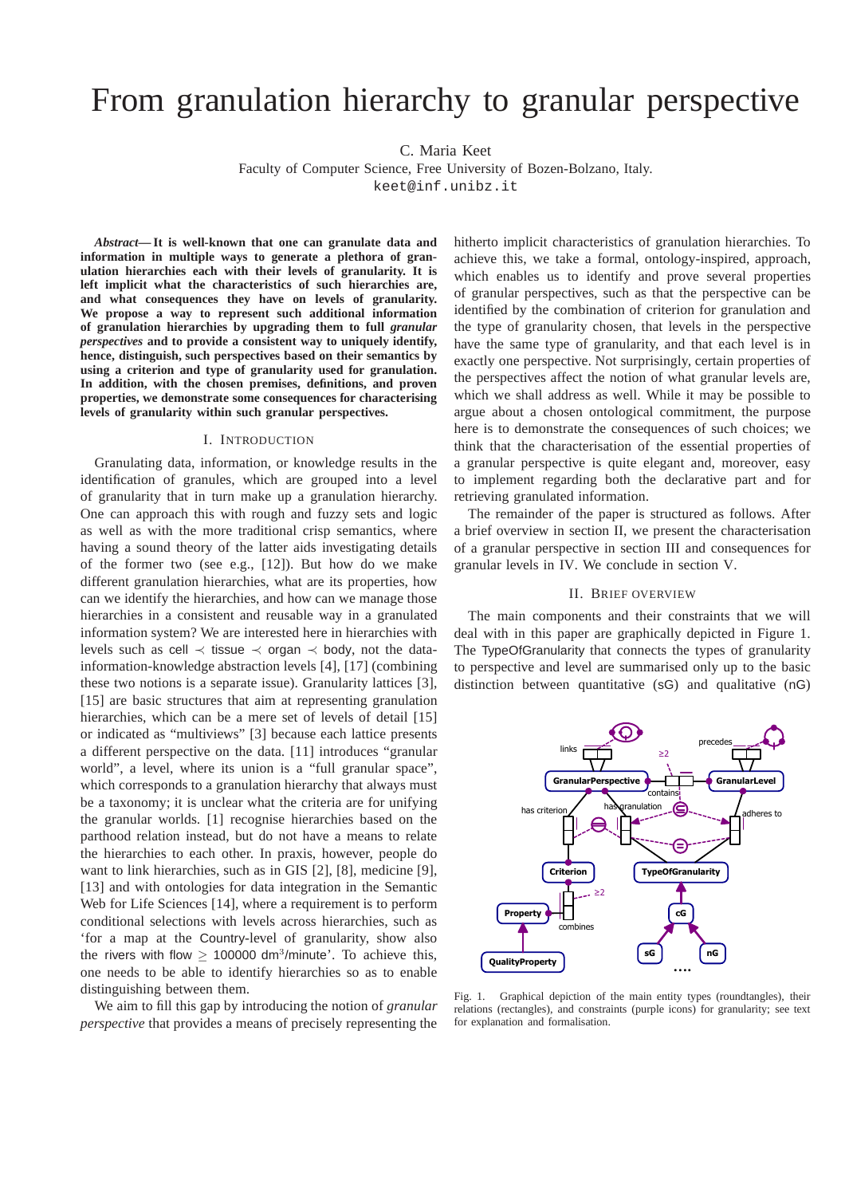# From granulation hierarchy to granular perspective

C. Maria Keet
Faculty of Computer Science, Free University of Bozen-Bolzano, Italy.
keet@inf.unibz.it

***Abstract*— It is well-known that one can granulate data and information in multiple ways to generate a plethora of granulation hierarchies each with their levels of granularity. It is left implicit what the characteristics of such hierarchies are, and what consequences they have on levels of granularity. We propose a way to represent such additional information of granulation hierarchies by upgrading them to full *granular perspectives* and to provide a consistent way to uniquely identify, hence, distinguish, such perspectives based on their semantics by using a criterion and type of granularity used for granulation. In addition, with the chosen premises, definitions, and proven properties, we demonstrate some consequences for characterising levels of granularity within such granular perspectives.**

## I. Introduction

Granulating data, information, or knowledge results in the identification of granules, which are grouped into a level of granularity that in turn make up a granulation hierarchy. One can approach this with rough and fuzzy sets and logic as well as with the more traditional crisp semantics, where having a sound theory of the latter aids investigating details of the former two (see e.g., [12]). But how do we make different granulation hierarchies, what are its properties, how can we identify the hierarchies, and how can we manage those hierarchies in a consistent and reusable way in a granulated information system? We are interested here in hierarchies with levels such as cell $\prec$ tissue $\prec$ organ $\prec$ body, not the data-information-knowledge abstraction levels [4], [17] (combining these two notions is a separate issue). Granularity lattices [3], [15] are basic structures that aim at representing granulation hierarchies, which can be a mere set of levels of detail [15] or indicated as "multiviews" [3] because each lattice presents a different perspective on the data. [11] introduces "granular world", a level, where its union is a "full granular space", which corresponds to a granulation hierarchy that always must be a taxonomy; it is unclear what the criteria are for unifying the granular worlds. [1] recognise hierarchies based on the parthood relation instead, but do not have a means to relate the hierarchies to each other. In praxis, however, people do want to link hierarchies, such as in GIS [2], [8], medicine [9], [13] and with ontologies for data integration in the Semantic Web for Life Sciences [14], where a requirement is to perform conditional selections with levels across hierarchies, such as 'for a map at the Country-level of granularity, show also the rivers with flow $\geq$ 100000 dm$^3$/minute'. To achieve this, one needs to be able to identify hierarchies so as to enable distinguishing between them.

We aim to fill this gap by introducing the notion of *granular perspective* that provides a means of precisely representing the hitherto implicit characteristics of granulation hierarchies. To achieve this, we take a formal, ontology-inspired, approach, which enables us to identify and prove several properties of granular perspectives, such as that the perspective can be identified by the combination of criterion for granulation and the type of granularity chosen, that levels in the perspective have the same type of granularity, and that each level is in exactly one perspective. Not surprisingly, certain properties of the perspectives affect the notion of what granular levels are, which we shall address as well. While it may be possible to argue about a chosen ontological commitment, the purpose here is to demonstrate the consequences of such choices; we think that the characterisation of the essential properties of a granular perspective is quite elegant and, moreover, easy to implement regarding both the declarative part and for retrieving granulated information.

The remainder of the paper is structured as follows. After a brief overview in section II, we present the characterisation of a granular perspective in section III and consequences for granular levels in IV. We conclude in section V.

## II. Brief Overview

The main components and their constraints that we will deal with in this paper are graphically depicted in Figure 1. The TypeOfGranularity that connects the types of granularity to perspective and level are summarised only up to the basic distinction between quantitative (sG) and qualitative (nG)

links
precedes
≥2
GranularPerspective
GranularLevel
contains
has criterion
has granulation
adheres to
Criterion
TypeOfGranularity
≥2
Property
combines
cG
QualityProperty
sG
nG
....

Fig. 1. Graphical depiction of the main entity types (roundtangles), their relations (rectangles), and constraints (purple icons) for granularity; see text for explanation and formalisation.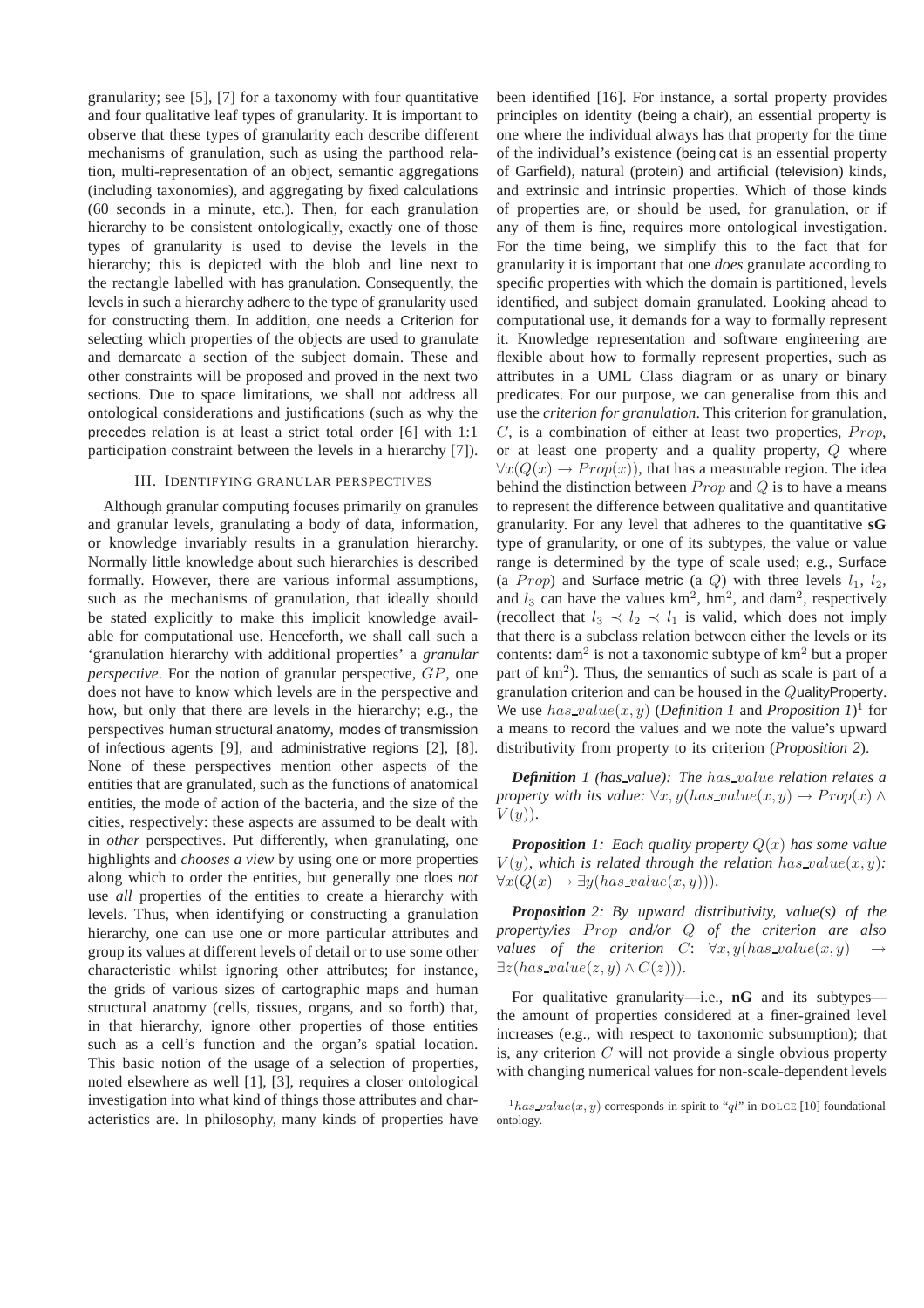granularity; see [5], [7] for a taxonomy with four quantitative and four qualitative leaf types of granularity. It is important to observe that these types of granularity each describe different mechanisms of granulation, such as using the parthood relation, multi-representation of an object, semantic aggregations (including taxonomies), and aggregating by fixed calculations (60 seconds in a minute, etc.). Then, for each granulation hierarchy to be consistent ontologically, exactly one of those types of granularity is used to devise the levels in the hierarchy; this is depicted with the blob and line next to the rectangle labelled with has granulation. Consequently, the levels in such a hierarchy adhere to the type of granularity used for constructing them. In addition, one needs a Criterion for selecting which properties of the objects are used to granulate and demarcate a section of the subject domain. These and other constraints will be proposed and proved in the next two sections. Due to space limitations, we shall not address all ontological considerations and justifications (such as why the precedes relation is at least a strict total order [6] with 1:1 participation constraint between the levels in a hierarchy [7]).

## III. Identifying granular perspectives

Although granular computing focuses primarily on granules and granular levels, granulating a body of data, information, or knowledge invariably results in a granulation hierarchy. Normally little knowledge about such hierarchies is described formally. However, there are various informal assumptions, such as the mechanisms of granulation, that ideally should be stated explicitly to make this implicit knowledge available for computational use. Henceforth, we shall call such a 'granulation hierarchy with additional properties' a *granular perspective*. For the notion of granular perspective, $GP$, one does not have to know which levels are in the perspective and how, but only that there are levels in the hierarchy; e.g., the perspectives human structural anatomy, modes of transmission of infectious agents [9], and administrative regions [2], [8]. None of these perspectives mention other aspects of the entities that are granulated, such as the functions of anatomical entities, the mode of action of the bacteria, and the size of the cities, respectively: these aspects are assumed to be dealt with in *other* perspectives. Put differently, when granulating, one highlights and *chooses a view* by using one or more properties along which to order the entities, but generally one does *not* use *all* properties of the entities to create a hierarchy with levels. Thus, when identifying or constructing a granulation hierarchy, one can use one or more particular attributes and group its values at different levels of detail or to use some other characteristic whilst ignoring other attributes; for instance, the grids of various sizes of cartographic maps and human structural anatomy (cells, tissues, organs, and so forth) that, in that hierarchy, ignore other properties of those entities such as a cell's function and the organ's spatial location. This basic notion of the usage of a selection of properties, noted elsewhere as well [1], [3], requires a closer ontological investigation into what kind of things those attributes and characteristics are. In philosophy, many kinds of properties have been identified [16]. For instance, a sortal property provides principles on identity (being a chair), an essential property is one where the individual always has that property for the time of the individual's existence (being cat is an essential property of Garfield), natural (protein) and artificial (television) kinds, and extrinsic and intrinsic properties. Which of those kinds of properties are, or should be used, for granulation, or if any of them is fine, requires more ontological investigation. For the time being, we simplify this to the fact that for granularity it is important that one *does* granulate according to specific properties with which the domain is partitioned, levels identified, and subject domain granulated. Looking ahead to computational use, it demands for a way to formally represent it. Knowledge representation and software engineering are flexible about how to formally represent properties, such as attributes in a UML Class diagram or as unary or binary predicates. For our purpose, we can generalise from this and use the *criterion for granulation*. This criterion for granulation, $C$, is a combination of either at least two properties, $Prop$, or at least one property and a quality property, $Q$ where $\forall x(Q(x) \rightarrow Prop(x))$, that has a measurable region. The idea behind the distinction between $Prop$ and $Q$ is to have a means to represent the difference between qualitative and quantitative granularity. For any level that adheres to the quantitative **sG** type of granularity, or one of its subtypes, the value or value range is determined by the type of scale used; e.g., Surface (a $Prop$) and Surface metric (a $Q$) with three levels $l_1$, $l_2$, and $l_3$ can have the values $km^2$, $hm^2$, and $dam^2$, respectively (recollect that $l_3 \prec l_2 \prec l_1$ is valid, which does not imply that there is a subclass relation between either the levels or its contents: $dam^2$ is not a taxonomic subtype of $km^2$ but a proper part of $km^2$). Thus, the semantics of such as scale is part of a granulation criterion and can be housed in the $Q$ualityProperty. We use $has\_value(x, y)$ (*Definition 1* and *Proposition 1*)[1] for a means to record the values and we note the value's upward distributivity from property to its criterion (*Proposition 2*).

***Definition** 1 (has_value): The $has\_value$ relation relates a property with its value: $\forall x, y(has\_value(x, y) \rightarrow Prop(x) \wedge V(y))$.*

***Proposition** 1: Each quality property $Q(x)$ has some value $V(y)$, which is related through the relation $has\_value(x, y)$: $\forall x(Q(x) \rightarrow \exists y(has\_value(x, y)))$.*

***Proposition** 2: By upward distributivity, value(s) of the property/ies $Prop$ and/or $Q$ of the criterion are also values of the criterion $C$: $\forall x, y(has\_value(x, y) \rightarrow \exists z(has\_value(z, y) \wedge C(z)))$.*

For qualitative granularity—i.e., **nG** and its subtypes—the amount of properties considered at a finer-grained level increases (e.g., with respect to taxonomic subsumption); that is, any criterion $C$ will not provide a single obvious property with changing numerical values for non-scale-dependent levels

[1] $has\_value(x, y)$ corresponds in spirit to "$ql$" in DOLCE [10] foundational ontology.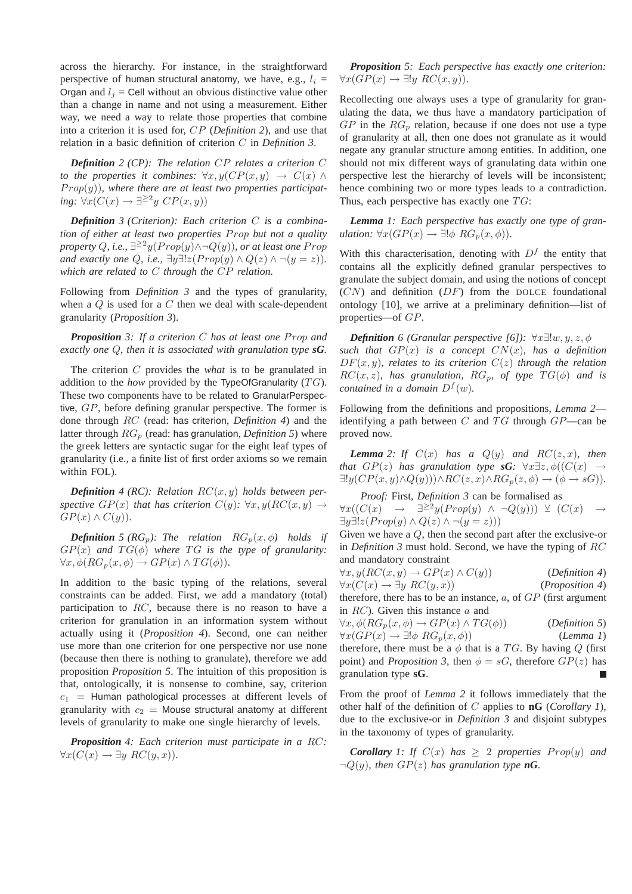across the hierarchy. For instance, in the straightforward perspective of human structural anatomy, we have, e.g., $l_i$ = Organ and $l_j$ = Cell without an obvious distinctive value other than a change in name and not using a measurement. Either way, we need a way to relate those properties that combine into a criterion it is used for, $CP$ (*Definition 2*), and use that relation in a basic definition of criterion $C$ in *Definition 3*.

***Definition** 2 (CP): The relation $CP$ relates a criterion $C$ to the properties it combines: $\forall x, y(CP(x,y) \rightarrow C(x) \wedge Prop(y))$, where there are at least two properties participating: $\forall x(C(x) \rightarrow \exists^{\geq 2} y\ CP(x,y))$*

***Definition** 3 (Criterion): Each criterion $C$ is a combination of either at least two properties $Prop$ but not a quality property $Q$, i.e., $\exists^{\geq 2} y(Prop(y) \wedge \neg Q(y))$, or at least one $Prop$ and exactly one $Q$, i.e., $\exists y \exists! z(Prop(y) \wedge Q(z) \wedge \neg(y = z))$. which are related to $C$ through the $CP$ relation.*

Following from *Definition 3* and the types of granularity, when a $Q$ is used for a $C$ then we deal with scale-dependent granularity (*Proposition 3*).

***Proposition** 3: If a criterion $C$ has at least one $Prop$ and exactly one $Q$, then it is associated with granulation type **sG**.*

The criterion $C$ provides the *what* is to be granulated in addition to the *how* provided by the TypeOfGranularity ($TG$). These two components have to be related to GranularPerspective, $GP$, before defining granular perspective. The former is done through $RC$ (read: has criterion, *Definition 4*) and the latter through $RG_p$ (read: has granulation, *Definition 5*) where the greek letters are syntactic sugar for the eight leaf types of granularity (i.e., a finite list of first order axioms so we remain within FOL).

***Definition** 4 (RC): Relation $RC(x,y)$ holds between perspective $GP(x)$ that has criterion $C(y)$: $\forall x, y(RC(x,y) \rightarrow GP(x) \wedge C(y))$.*

***Definition** 5 ($RG_p$): The relation $RG_p(x,\phi)$ holds if $GP(x)$ and $TG(\phi)$ where $TG$ is the type of granularity: $\forall x, \phi(RG_p(x,\phi) \rightarrow GP(x) \wedge TG(\phi))$.*

In addition to the basic typing of the relations, several constraints can be added. First, we add a mandatory (total) participation to $RC$, because there is no reason to have a criterion for granulation in an information system without actually using it (*Proposition 4*). Second, one can neither use more than one criterion for one perspective nor use none (because then there is nothing to granulate), therefore we add proposition *Proposition 5*. The intuition of this proposition is that, ontologically, it is nonsense to combine, say, criterion $c_1$ = Human pathological processes at different levels of granularity with $c_2$ = Mouse structural anatomy at different levels of granularity to make one single hierarchy of levels.

***Proposition** 4: Each criterion must participate in a $RC$: $\forall x(C(x) \rightarrow \exists y\ RC(y,x))$.*

***Proposition** 5: Each perspective has exactly one criterion: $\forall x(GP(x) \rightarrow \exists! y\ RC(x,y))$.*

Recollecting one always uses a type of granularity for granulating the data, we thus have a mandatory participation of $GP$ in the $RG_p$ relation, because if one does not use a type of granularity at all, then one does not granulate as it would negate any granular structure among entities. In addition, one should not mix different ways of granulating data within one perspective lest the hierarchy of levels will be inconsistent; hence combining two or more types leads to a contradiction. Thus, each perspective has exactly one $TG$:

***Lemma** 1: Each perspective has exactly one type of granulation: $\forall x(GP(x) \rightarrow \exists! \phi\ RG_p(x,\phi))$.*

With this characterisation, denoting with $D^f$ the entity that contains all the explicitly defined granular perspectives to granulate the subject domain, and using the notions of concept ($CN$) and definition ($DF$) from the DOLCE foundational ontology [10], we arrive at a preliminary definition—list of properties—of $GP$.

***Definition** 6 (Granular perspective [6]): $\forall x \exists! w, y, z, \phi$ such that $GP(x)$ is a concept $CN(x)$, has a definition $DF(x,y)$, relates to its criterion $C(z)$ through the relation $RC(x,z)$, has granulation, $RG_p$, of type $TG(\phi)$ and is contained in a domain $D^f(w)$.*

Following from the definitions and propositions, *Lemma 2*—identifying a path between $C$ and $TG$ through $GP$—can be proved now.

***Lemma** 2: If $C(x)$ has a $Q(y)$ and $RC(z,x)$, then that $GP(z)$ has granulation type **sG**: $\forall x \exists z, \phi((C(x) \rightarrow \exists! y(CP(x,y) \wedge Q(y))) \wedge RC(z,x) \wedge RG_p(z,\phi) \rightarrow (\phi \rightarrow sG))$.*

*Proof:* First, *Definition 3* can be formalised as $\forall x((C(x) \rightarrow \exists^{\geq 2} y(Prop(y) \wedge \neg Q(y))) \veebar (C(x) \rightarrow \exists y \exists! z(Prop(y) \wedge Q(z) \wedge \neg(y = z)))$
Given we have a $Q$, then the second part after the exclusive-or in *Definition 3* must hold. Second, we have the typing of $RC$ and mandatory constraint

$\forall x, y(RC(x,y) \rightarrow GP(x) \wedge C(y))$ (*Definition 4*)
$\forall x(C(x) \rightarrow \exists y\ RC(y,x))$ (*Proposition 4*)

therefore, there has to be an instance, $a$, of $GP$ (first argument in $RC$). Given this instance $a$ and

$\forall x, \phi(RG_p(x,\phi) \rightarrow GP(x) \wedge TG(\phi))$ (*Definition 5*)
$\forall x(GP(x) \rightarrow \exists! \phi\ RG_p(x,\phi))$ (*Lemma 1*)

therefore, there must be a $\phi$ that is a $TG$. By having $Q$ (first point) and *Proposition 3*, then $\phi = sG$, therefore $GP(z)$ has granulation type **sG**. ∎

From the proof of *Lemma 2* it follows immediately that the other half of the definition of $C$ applies to **nG** (*Corollary 1*), due to the exclusive-or in *Definition 3* and disjoint subtypes in the taxonomy of types of granularity.

***Corollary** 1: If $C(x)$ has $\geq 2$ properties $Prop(y)$ and $\neg Q(y)$, then $GP(z)$ has granulation type **nG**.*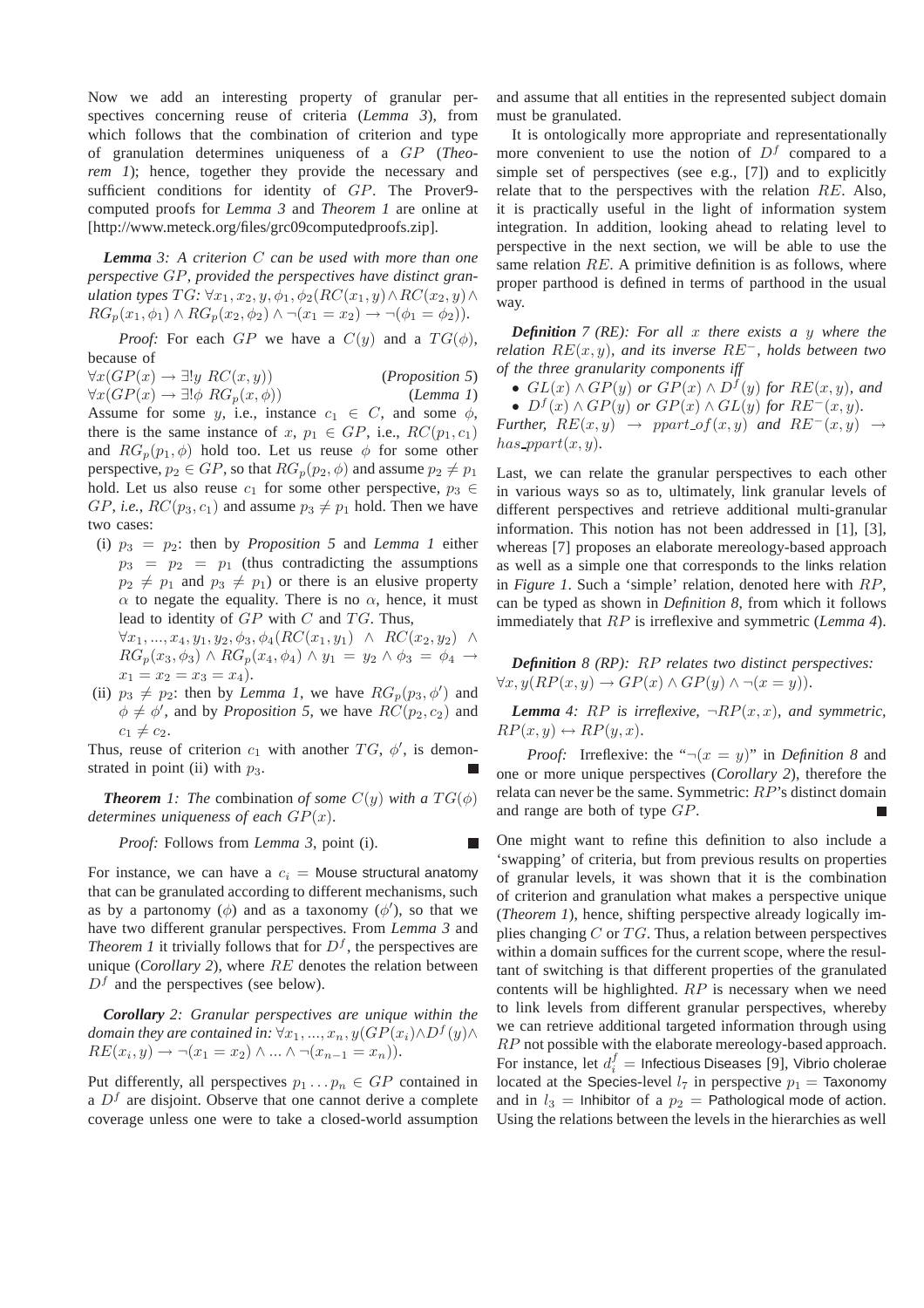Now we add an interesting property of granular perspectives concerning reuse of criteria (*Lemma 3*), from which follows that the combination of criterion and type of granulation determines uniqueness of a $GP$ (*Theorem 1*); hence, together they provide the necessary and sufficient conditions for identity of $GP$. The Prover9-computed proofs for *Lemma 3* and *Theorem 1* are online at [http://www.meteck.org/files/grc09computedproofs.zip].

***Lemma** 3: A criterion $C$ can be used with more than one perspective $GP$, provided the perspectives have distinct granulation types $TG$: $\forall x_1, x_2, y, \phi_1, \phi_2(RC(x_1, y) \wedge RC(x_2, y) \wedge RG_p(x_1, \phi_1) \wedge RG_p(x_2, \phi_2) \wedge \neg(x_1 = x_2) \rightarrow \neg(\phi_1 = \phi_2))$.*

*Proof:* For each $GP$ we have a $C(y)$ and a $TG(\phi)$, because of

$\forall x(GP(x) \rightarrow \exists! y\ RC(x, y))$ (*Proposition 5*)

$\forall x(GP(x) \rightarrow \exists! \phi\ RG_p(x, \phi))$ (*Lemma 1*)

Assume for some $y$, i.e., instance $c_1 \in C$, and some $\phi$, there is the same instance of $x$, $p_1 \in GP$, i.e., $RC(p_1, c_1)$ and $RG_p(p_1, \phi)$ hold too. Let us reuse $\phi$ for some other perspective, $p_2 \in GP$, so that $RG_p(p_2, \phi)$ and assume $p_2 \neq p_1$ hold. Let us also reuse $c_1$ for some other perspective, $p_3 \in GP$, *i.e.*, $RC(p_3, c_1)$ and assume $p_3 \neq p_1$ hold. Then we have two cases:

- (i) $p_3 = p_2$: then by *Proposition 5* and *Lemma 1* either $p_3 = p_2 = p_1$ (thus contradicting the assumptions $p_2 \neq p_1$ and $p_3 \neq p_1$) or there is an elusive property $\alpha$ to negate the equality. There is no $\alpha$, hence, it must lead to identity of $GP$ with $C$ and $TG$. Thus, $\forall x_1, ..., x_4, y_1, y_2, \phi_3, \phi_4(RC(x_1, y_1) \wedge RC(x_2, y_2) \wedge RG_p(x_3, \phi_3) \wedge RG_p(x_4, \phi_4) \wedge y_1 = y_2 \wedge \phi_3 = \phi_4 \rightarrow x_1 = x_2 = x_3 = x_4)$.
- (ii) $p_3 \neq p_2$: then by *Lemma 1*, we have $RG_p(p_3, \phi')$ and $\phi \neq \phi'$, and by *Proposition 5*, we have $RC(p_2, c_2)$ and $c_1 \neq c_2$.

Thus, reuse of criterion $c_1$ with another $TG$, $\phi'$, is demonstrated in point (ii) with $p_3$. ∎

***Theorem** 1: The* combination *of some $C(y)$ with a $TG(\phi)$ determines uniqueness of each $GP(x)$.*

*Proof:* Follows from *Lemma 3*, point (i). ∎

For instance, we can have a $c_i$ = Mouse structural anatomy that can be granulated according to different mechanisms, such as by a partonomy ($\phi$) and as a taxonomy ($\phi'$), so that we have two different granular perspectives. From *Lemma 3* and *Theorem 1* it trivially follows that for $D^f$, the perspectives are unique (*Corollary 2*), where $RE$ denotes the relation between $D^f$ and the perspectives (see below).

***Corollary** 2: Granular perspectives are unique within the domain they are contained in: $\forall x_1, ..., x_n, y(GP(x_i) \wedge D^f(y) \wedge RE(x_i, y) \rightarrow \neg(x_1 = x_2) \wedge ... \wedge \neg(x_{n-1} = x_n))$.*

Put differently, all perspectives $p_1 \ldots p_n \in GP$ contained in a $D^f$ are disjoint. Observe that one cannot derive a complete coverage unless one were to take a closed-world assumption and assume that all entities in the represented subject domain must be granulated.

It is ontologically more appropriate and representationally more convenient to use the notion of $D^f$ compared to a simple set of perspectives (see e.g., [7]) and to explicitly relate that to the perspectives with the relation $RE$. Also, it is practically useful in the light of information system integration. In addition, looking ahead to relating level to perspective in the next section, we will be able to use the same relation $RE$. A primitive definition is as follows, where proper parthood is defined in terms of parthood in the usual way.

***Definition** 7 (RE): For all $x$ there exists a $y$ where the relation $RE(x, y)$, and its inverse $RE^-$, holds between two of the three granularity components iff*

- *$GL(x) \wedge GP(y)$ or $GP(x) \wedge D^f(y)$ for $RE(x, y)$, and*
- *$D^f(x) \wedge GP(y)$ or $GP(x) \wedge GL(y)$ for $RE^-(x, y)$.*

*Further, $RE(x, y) \rightarrow ppart\_of(x, y)$ and $RE^-(x, y) \rightarrow has\_ppart(x, y)$.*

Last, we can relate the granular perspectives to each other in various ways so as to, ultimately, link granular levels of different perspectives and retrieve additional multi-granular information. This notion has not been addressed in [1], [3], whereas [7] proposes an elaborate mereology-based approach as well as a simple one that corresponds to the links relation in *Figure 1*. Such a 'simple' relation, denoted here with $RP$, can be typed as shown in *Definition 8*, from which it follows immediately that $RP$ is irreflexive and symmetric (*Lemma 4*).

***Definition** 8 (RP): $RP$ relates two distinct perspectives: $\forall x, y(RP(x, y) \rightarrow GP(x) \wedge GP(y) \wedge \neg(x = y))$.*

***Lemma** 4: $RP$ is irreflexive, $\neg RP(x, x)$, and symmetric, $RP(x, y) \leftrightarrow RP(y, x)$.*

*Proof:* Irreflexive: the "$\neg(x = y)$" in *Definition 8* and one or more unique perspectives (*Corollary 2*), therefore the relata can never be the same. Symmetric: $RP$'s distinct domain and range are both of type $GP$. ∎

One might want to refine this definition to also include a 'swapping' of criteria, but from previous results on properties of granular levels, it was shown that it is the combination of criterion and granulation what makes a perspective unique (*Theorem 1*), hence, shifting perspective already logically implies changing $C$ or $TG$. Thus, a relation between perspectives within a domain suffices for the current scope, where the resultant of switching is that different properties of the granulated contents will be highlighted. $RP$ is necessary when we need to link levels from different granular perspectives, whereby we can retrieve additional targeted information through using $RP$ not possible with the elaborate mereology-based approach. For instance, let $d_i^f$ = Infectious Diseases [9], Vibrio cholerae located at the Species-level $l_7$ in perspective $p_1$ = Taxonomy and in $l_3$ = Inhibitor of a $p_2$ = Pathological mode of action. Using the relations between the levels in the hierarchies as well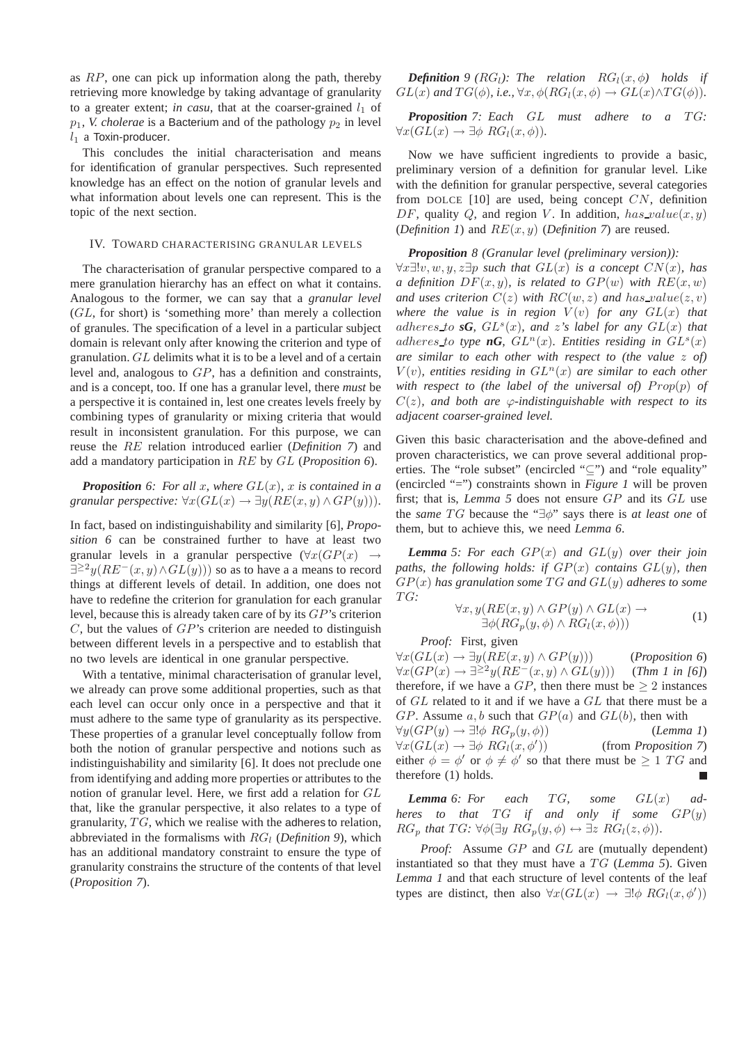as $RP$, one can pick up information along the path, thereby retrieving more knowledge by taking advantage of granularity to a greater extent; *in casu*, that at the coarser-grained $l_1$ of $p_1$, *V. cholerae* is a Bacterium and of the pathology $p_2$ in level $l_1$ a Toxin-producer.

This concludes the initial characterisation and means for identification of granular perspectives. Such represented knowledge has an effect on the notion of granular levels and what information about levels one can represent. This is the topic of the next section.

## IV. Toward characterising granular levels

The characterisation of granular perspective compared to a mere granulation hierarchy has an effect on what it contains. Analogous to the former, we can say that a *granular level* ($GL$, for short) is 'something more' than merely a collection of granules. The specification of a level in a particular subject domain is relevant only after knowing the criterion and type of granulation. $GL$ delimits what it is to be a level and of a certain level and, analogous to $GP$, has a definition and constraints, and is a concept, too. If one has a granular level, there *must* be a perspective it is contained in, lest one creates levels freely by combining types of granularity or mixing criteria that would result in inconsistent granulation. For this purpose, we can reuse the $RE$ relation introduced earlier (*Definition 7*) and add a mandatory participation in $RE$ by $GL$ (*Proposition 6*).

***Proposition** 6: For all $x$, where $GL(x)$, $x$ is contained in a granular perspective: $\forall x(GL(x) \rightarrow \exists y(RE(x, y) \wedge GP(y)))$.*

In fact, based on indistinguishability and similarity [6], *Proposition 6* can be constrained further to have at least two granular levels in a granular perspective ($\forall x(GP(x) \rightarrow \exists^{\geq 2} y(RE^{-}(x, y) \wedge GL(y)))$ so as to have a a means to record things at different levels of detail. In addition, one does not have to redefine the criterion for granulation for each granular level, because this is already taken care of by its $GP$'s criterion $C$, but the values of $GP$'s criterion are needed to distinguish between different levels in a perspective and to establish that no two levels are identical in one granular perspective.

With a tentative, minimal characterisation of granular level, we already can prove some additional properties, such as that each level can occur only once in a perspective and that it must adhere to the same type of granularity as its perspective. These properties of a granular level conceptually follow from both the notion of granular perspective and notions such as indistinguishability and similarity [6]. It does not preclude one from identifying and adding more properties or attributes to the notion of granular level. Here, we first add a relation for $GL$ that, like the granular perspective, it also relates to a type of granularity, $TG$, which we realise with the adheres to relation, abbreviated in the formalisms with $RG_l$ (*Definition 9*), which has an additional mandatory constraint to ensure the type of granularity constrains the structure of the contents of that level (*Proposition 7*).

***Definition** 9 ($RG_l$): The relation $RG_l(x, \phi)$ holds if $GL(x)$ and $TG(\phi)$, i.e., $\forall x, \phi(RG_l(x, \phi) \rightarrow GL(x) \wedge TG(\phi))$.*

***Proposition** 7: Each $GL$ must adhere to a $TG$: $\forall x(GL(x) \rightarrow \exists \phi \; RG_l(x, \phi))$.*

Now we have sufficient ingredients to provide a basic, preliminary version of a definition for granular level. Like with the definition for granular perspective, several categories from DOLCE [10] are used, being concept $CN$, definition $DF$, quality $Q$, and region $V$. In addition, $has\_value(x, y)$ (*Definition 1*) and $RE(x, y)$ (*Definition 7*) are reused.

***Proposition** 8 (Granular level (preliminary version)): $\forall x \exists! v, w, y, z \exists p$ such that $GL(x)$ is a concept $CN(x)$, has a definition $DF(x, y)$, is related to $GP(w)$ with $RE(x, w)$ and uses criterion $C(z)$ with $RC(w, z)$ and $has\_value(z, v)$ where the value is in region $V(v)$ for any $GL(x)$ that $adheres\_to$ **sG**, $GL^s(x)$, and $z$'s label for any $GL(x)$ that $adheres\_to$ type **nG**, $GL^n(x)$. Entities residing in $GL^s(x)$ are similar to each other with respect to (the value $z$ of) $V(v)$, entities residing in $GL^n(x)$ are similar to each other with respect to (the label of the universal of) $Prop(p)$ of $C(z)$, and both are $\varphi$-indistinguishable with respect to its adjacent coarser-grained level.*

Given this basic characterisation and the above-defined and proven characteristics, we can prove several additional properties. The "role subset" (encircled "$\subseteq$") and "role equality" (encircled "=") constraints shown in *Figure 1* will be proven first; that is, *Lemma 5* does not ensure $GP$ and its $GL$ use the *same* $TG$ because the "$\exists \phi$" says there is *at least one* of them, but to achieve this, we need *Lemma 6*.

***Lemma** 5: For each $GP(x)$ and $GL(y)$ over their join paths, the following holds: if $GP(x)$ contains $GL(y)$, then $GP(x)$ has granulation some $TG$ and $GL(y)$ adheres to some $TG$:*

$$\forall x, y(RE(x, y) \wedge GP(y) \wedge GL(x) \rightarrow \exists \phi(RG_p(y, \phi) \wedge RG_l(x, \phi))) \tag{1}$$

*Proof:* First, given

$\forall x(GL(x) \rightarrow \exists y(RE(x, y) \wedge GP(y)))$ (*Proposition 6*)
$\forall x(GP(x) \rightarrow \exists^{\geq 2} y(RE^{-}(x, y) \wedge GL(y)))$ (*Thm 1 in [6]*)
therefore, if we have a $GP$, then there must be $\geq 2$ instances of $GL$ related to it and if we have a $GL$ that there must be a $GP$. Assume $a, b$ such that $GP(a)$ and $GL(b)$, then with
$\forall y(GP(y) \rightarrow \exists! \phi \; RG_p(y, \phi))$ (*Lemma 1*)
$\forall x(GL(x) \rightarrow \exists \phi \; RG_l(x, \phi'))$ (from *Proposition 7*)
either $\phi = \phi'$ or $\phi \neq \phi'$ so that there must be $\geq 1$ $TG$ and therefore (1) holds. ∎

***Lemma** 6: For each $TG$, some $GL(x)$ adheres to that $TG$ if and only if some $GP(y)$ $RG_p$ that $TG$: $\forall \phi(\exists y \; RG_p(y, \phi) \leftrightarrow \exists z \; RG_l(z, \phi))$.*

*Proof:* Assume $GP$ and $GL$ are (mutually dependent) instantiated so that they must have a $TG$ (*Lemma 5*). Given *Lemma 1* and that each structure of level contents of the leaf types are distinct, then also $\forall x(GL(x) \rightarrow \exists! \phi \; RG_l(x, \phi'))$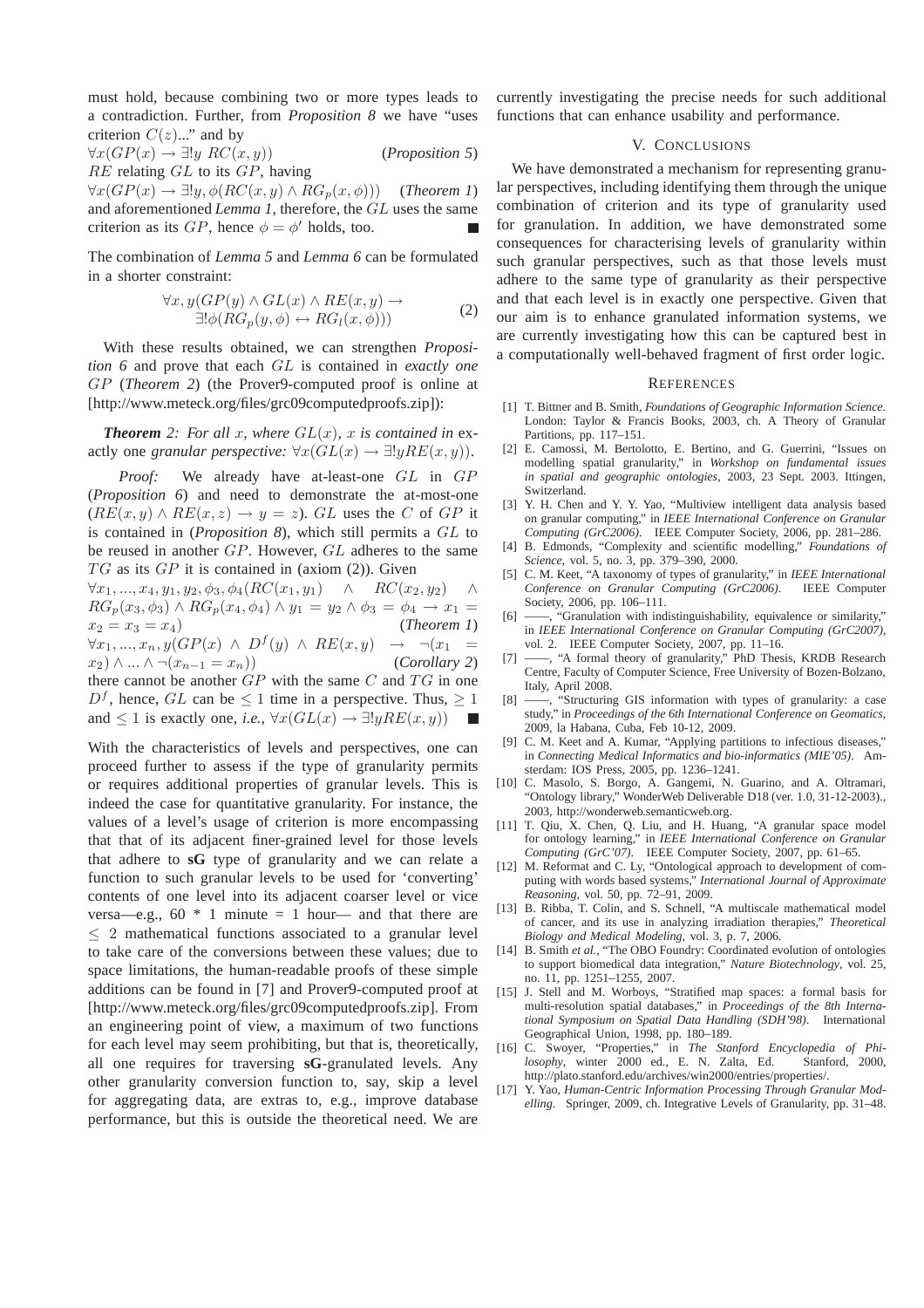must hold, because combining two or more types leads to a contradiction. Further, from *Proposition 8* we have "uses criterion $C(z)$..." and by

$\forall x(GP(x) \rightarrow \exists! y\ RC(x,y))$ (*Proposition 5*)

$RE$ relating $GL$ to its $GP$, having

$\forall x(GP(x) \rightarrow \exists! y, \phi(RC(x,y) \wedge RG_p(x,\phi)))$ (*Theorem 1*)

and aforementioned *Lemma 1*, therefore, the $GL$ uses the same criterion as its $GP$, hence $\phi = \phi'$ holds, too. ∎

The combination of *Lemma 5* and *Lemma 6* can be formulated in a shorter constraint:

$$\forall x, y(GP(y) \wedge GL(x) \wedge RE(x,y) \rightarrow \exists! \phi(RG_p(y,\phi) \leftrightarrow RG_l(x,\phi))) \quad (2)$$

With these results obtained, we can strengthen *Proposition 6* and prove that each $GL$ is contained in *exactly one* $GP$ (*Theorem 2*) (the Prover9-computed proof is online at [http://www.meteck.org/files/grc09computedproofs.zip]):

***Theorem** 2: For all $x$, where $GL(x)$, $x$ is contained in* exactly one *granular perspective:* $\forall x(GL(x) \rightarrow \exists! y RE(x,y))$.

*Proof:* We already have at-least-one $GL$ in $GP$ (*Proposition 6*) and need to demonstrate the at-most-one $(RE(x,y) \wedge RE(x,z) \rightarrow y = z)$. $GL$ uses the $C$ of $GP$ it is contained in (*Proposition 8*), which still permits a $GL$ to be reused in another $GP$. However, $GL$ adheres to the same $TG$ as its $GP$ it is contained in (axiom (2)). Given

$\forall x_1, ..., x_4, y_1, y_2, \phi_3, \phi_4(RC(x_1,y_1) \wedge RC(x_2,y_2) \wedge RG_p(x_3,\phi_3) \wedge RG_p(x_4,\phi_4) \wedge y_1 = y_2 \wedge \phi_3 = \phi_4 \rightarrow x_1 = x_2 = x_3 = x_4)$ (*Theorem 1*)

$\forall x_1, ..., x_n, y(GP(x) \wedge D^f(y) \wedge RE(x,y) \rightarrow \neg(x_1 = x_2) \wedge ... \wedge \neg(x_{n-1} = x_n))$ (*Corollary 2*)

there cannot be another $GP$ with the same $C$ and $TG$ in one $D^f$, hence, $GL$ can be $\leq 1$ time in a perspective. Thus, $\geq 1$ and $\leq 1$ is exactly one, *i.e.*, $\forall x(GL(x) \rightarrow \exists! y RE(x,y))$ ∎

With the characteristics of levels and perspectives, one can proceed further to assess if the type of granularity permits or requires additional properties of granular levels. This is indeed the case for quantitative granularity. For instance, the values of a level's usage of criterion is more encompassing that that of its adjacent finer-grained level for those levels that adhere to **sG** type of granularity and we can relate a function to such granular levels to be used for 'converting' contents of one level into its adjacent coarser level or vice versa—e.g., 60 * 1 minute = 1 hour— and that there are $\leq$ 2 mathematical functions associated to a granular level to take care of the conversions between these values; due to space limitations, the human-readable proofs of these simple additions can be found in [7] and Prover9-computed proof at [http://www.meteck.org/files/grc09computedproofs.zip]. From an engineering point of view, a maximum of two functions for each level may seem prohibiting, but that is, theoretically, all one requires for traversing **sG**-granulated levels. Any other granularity conversion function to, say, skip a level for aggregating data, are extras to, e.g., improve database performance, but this is outside the theoretical need. We are currently investigating the precise needs for such additional functions that can enhance usability and performance.

## V. Conclusions

We have demonstrated a mechanism for representing granular perspectives, including identifying them through the unique combination of criterion and its type of granularity used for granulation. In addition, we have demonstrated some consequences for characterising levels of granularity within such granular perspectives, such as that those levels must adhere to the same type of granularity as their perspective and that each level is in exactly one perspective. Given that our aim is to enhance granulated information systems, we are currently investigating how this can be captured best in a computationally well-behaved fragment of first order logic.

## References

[1] T. Bittner and B. Smith, *Foundations of Geographic Information Science*. London: Taylor & Francis Books, 2003, ch. A Theory of Granular Partitions, pp. 117–151.

[2] E. Camossi, M. Bertolotto, E. Bertino, and G. Guerrini, "Issues on modelling spatial granularity," in *Workshop on fundamental issues in spatial and geographic ontologies*, 2003, 23 Sept. 2003. Ittingen, Switzerland.

[3] Y. H. Chen and Y. Y. Yao, "Multiview intelligent data analysis based on granular computing," in *IEEE International Conference on Granular Computing (GrC2006)*. IEEE Computer Society, 2006, pp. 281–286.

[4] B. Edmonds, "Complexity and scientific modelling," *Foundations of Science*, vol. 5, no. 3, pp. 379–390, 2000.

[5] C. M. Keet, "A taxonomy of types of granularity," in *IEEE International Conference on Granular Computing (GrC2006)*. IEEE Computer Society, 2006, pp. 106–111.

[6] ——, "Granulation with indistinguishability, equivalence or similarity," in *IEEE International Conference on Granular Computing (GrC2007)*, vol. 2. IEEE Computer Society, 2007, pp. 11–16.

[7] ——, "A formal theory of granularity," PhD Thesis, KRDB Research Centre, Faculty of Computer Science, Free University of Bozen-Bolzano, Italy, April 2008.

[8] ——, "Structuring GIS information with types of granularity: a case study," in *Proceedings of the 6th International Conference on Geomatics*, 2009, la Habana, Cuba, Feb 10-12, 2009.

[9] C. M. Keet and A. Kumar, "Applying partitions to infectious diseases," in *Connecting Medical Informatics and bio-informatics (MIE'05)*. Amsterdam: IOS Press, 2005, pp. 1236–1241.

[10] C. Masolo, S. Borgo, A. Gangemi, N. Guarino, and A. Oltramari, "Ontology library," WonderWeb Deliverable D18 (ver. 1.0, 31-12-2003)., 2003, http://wonderweb.semanticweb.org.

[11] T. Qiu, X. Chen, Q. Liu, and H. Huang, "A granular space model for ontology learning," in *IEEE International Conference on Granular Computing (GrC'07)*. IEEE Computer Society, 2007, pp. 61–65.

[12] M. Reformat and C. Ly, "Ontological approach to development of computing with words based systems," *International Journal of Approximate Reasoning*, vol. 50, pp. 72–91, 2009.

[13] B. Ribba, T. Colin, and S. Schnell, "A multiscale mathematical model of cancer, and its use in analyzing irradiation therapies," *Theoretical Biology and Medical Modeling*, vol. 3, p. 7, 2006.

[14] B. Smith *et al.*, "The OBO Foundry: Coordinated evolution of ontologies to support biomedical data integration," *Nature Biotechnology*, vol. 25, no. 11, pp. 1251–1255, 2007.

[15] J. Stell and M. Worboys, "Stratified map spaces: a formal basis for multi-resolution spatial databases," in *Proceedings of the 8th International Symposium on Spatial Data Handling (SDH'98)*. International Geographical Union, 1998, pp. 180–189.

[16] C. Swoyer, "Properties," in *The Stanford Encyclopedia of Philosophy*, winter 2000 ed., E. N. Zalta, Ed. Stanford, 2000, http://plato.stanford.edu/archives/win2000/entries/properties/.

[17] Y. Yao, *Human-Centric Information Processing Through Granular Modelling*. Springer, 2009, ch. Integrative Levels of Granularity, pp. 31–48.